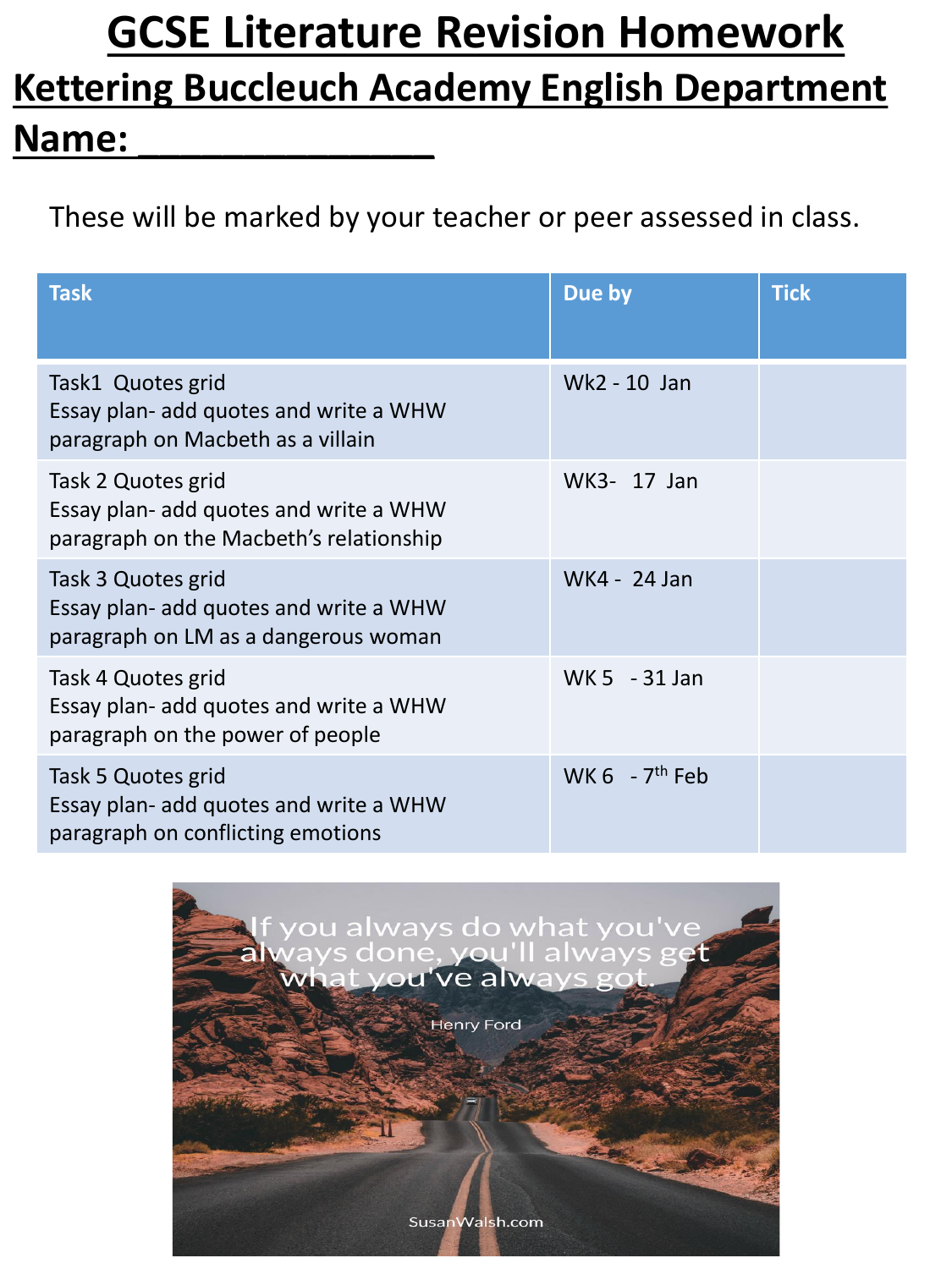# GCSE Literature Revision Homework

## Kettering Buccleuch Academy English Department

## Name: _______________

These will be marked by your teacher or peer assessed in class.

| Task | Due by | Tick |
|---|---|---|
| Task1 Quotes grid<br>Essay plan- add quotes and write a WHW paragraph on Macbeth as a villain | Wk2 - 10 Jan | |
| Task 2 Quotes grid<br>Essay plan- add quotes and write a WHW paragraph on the Macbeth's relationship | WK3- 17 Jan | |
| Task 3 Quotes grid<br>Essay plan- add quotes and write a WHW paragraph on LM as a dangerous woman | WK4 - 24 Jan | |
| Task 4 Quotes grid<br>Essay plan- add quotes and write a WHW paragraph on the power of people | WK 5 - 31 Jan | |
| Task 5 Quotes grid<br>Essay plan- add quotes and write a WHW paragraph on conflicting emotions | WK 6 - 7th Feb | |

If you always do what you've always done, you'll always get what you've always got.

Henry Ford

SusanWalsh.com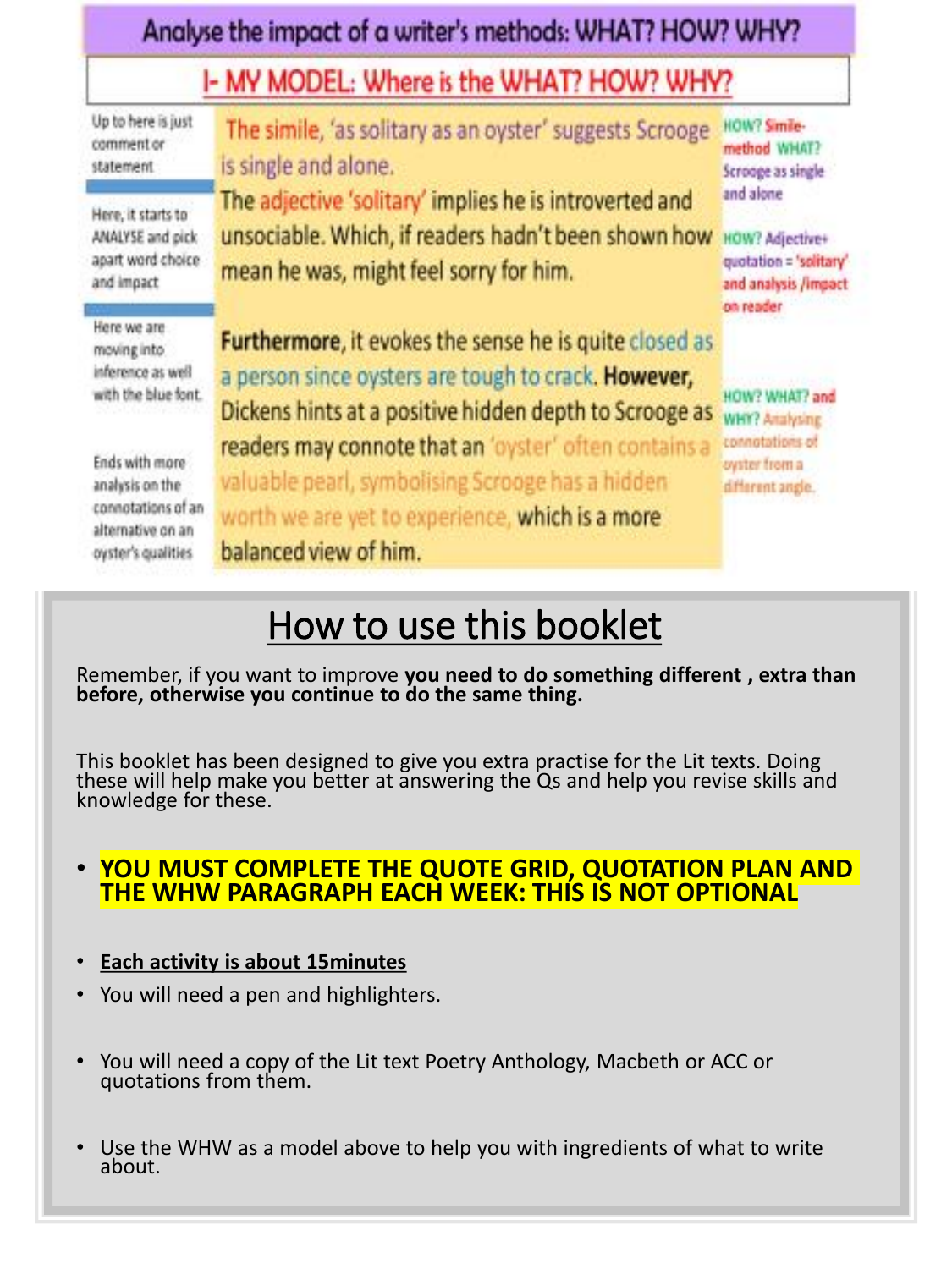# Analyse the impact of a writer's methods: WHAT? HOW? WHY?

## I- MY MODEL: Where is the WHAT? HOW? WHY?

| Commentary | Model paragraph | Annotations |
|---|---|---|
| Up to here is just comment or statement | The simile, 'as solitary as an oyster' suggests Scrooge is single and alone. | HOW? Simile- method WHAT? Scrooge as single and alone |
| Here, it starts to ANALYSE and pick apart word choice and impact | The adjective 'solitary' implies he is introverted and unsociable. Which, if readers hadn't been shown how mean he was, might feel sorry for him. | HOW? Adjective+ quotation = 'solitary' and analysis /impact on reader |
| Here we are moving into inference as well with the blue font. | **Furthermore**, it evokes the sense he is quite closed as a person since oysters are tough to crack. **However,** Dickens hints at a positive hidden depth to Scrooge as readers may connote that an 'oyster' often contains a valuable pearl, symbolising Scrooge has a hidden worth we are yet to experience, which is a more balanced view of him. | HOW? WHAT? and WHY? Analysing connotations of oyster from a different angle. |
| Ends with more analysis on the connotations of an alternative on an oyster's qualities | | |

# How to use this booklet

Remember, if you want to improve **you need to do something different , extra than before, otherwise you continue to do the same thing.**

This booklet has been designed to give you extra practise for the Lit texts. Doing these will help make you better at answering the Qs and help you revise skills and knowledge for these.

- **YOU MUST COMPLETE THE QUOTE GRID, QUOTATION PLAN AND THE WHW PARAGRAPH EACH WEEK: THIS IS NOT OPTIONAL**
- **Each activity is about 15minutes**
- You will need a pen and highlighters.
- You will need a copy of the Lit text Poetry Anthology, Macbeth or ACC or quotations from them.
- Use the WHW as a model above to help you with ingredients of what to write about.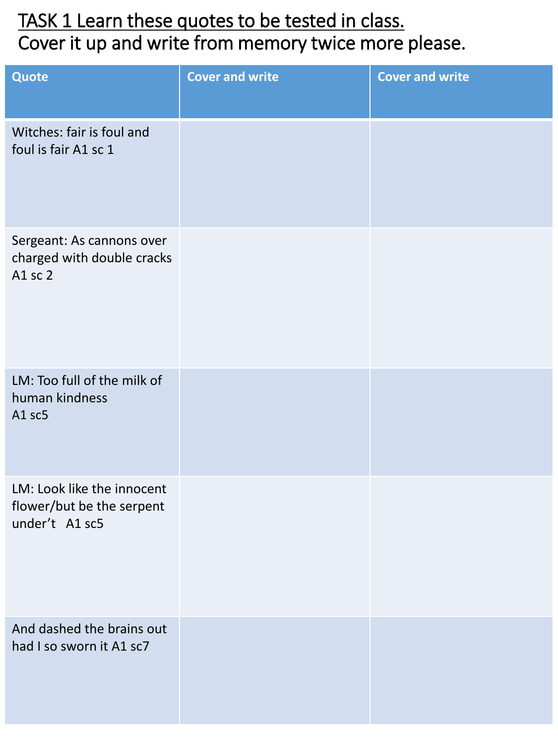<u>TASK 1 Learn these quotes to be tested in class.</u>

Cover it up and write from memory twice more please.

| Quote | Cover and write | Cover and write |
| --- | --- | --- |
| Witches: fair is foul and foul is fair A1 sc 1 | | |
| Sergeant: As cannons over charged with double cracks A1 sc 2 | | |
| LM: Too full of the milk of human kindness A1 sc5 | | |
| LM: Look like the innocent flower/but be the serpent under't A1 sc5 | | |
| And dashed the brains out had I so sworn it A1 sc7 | | |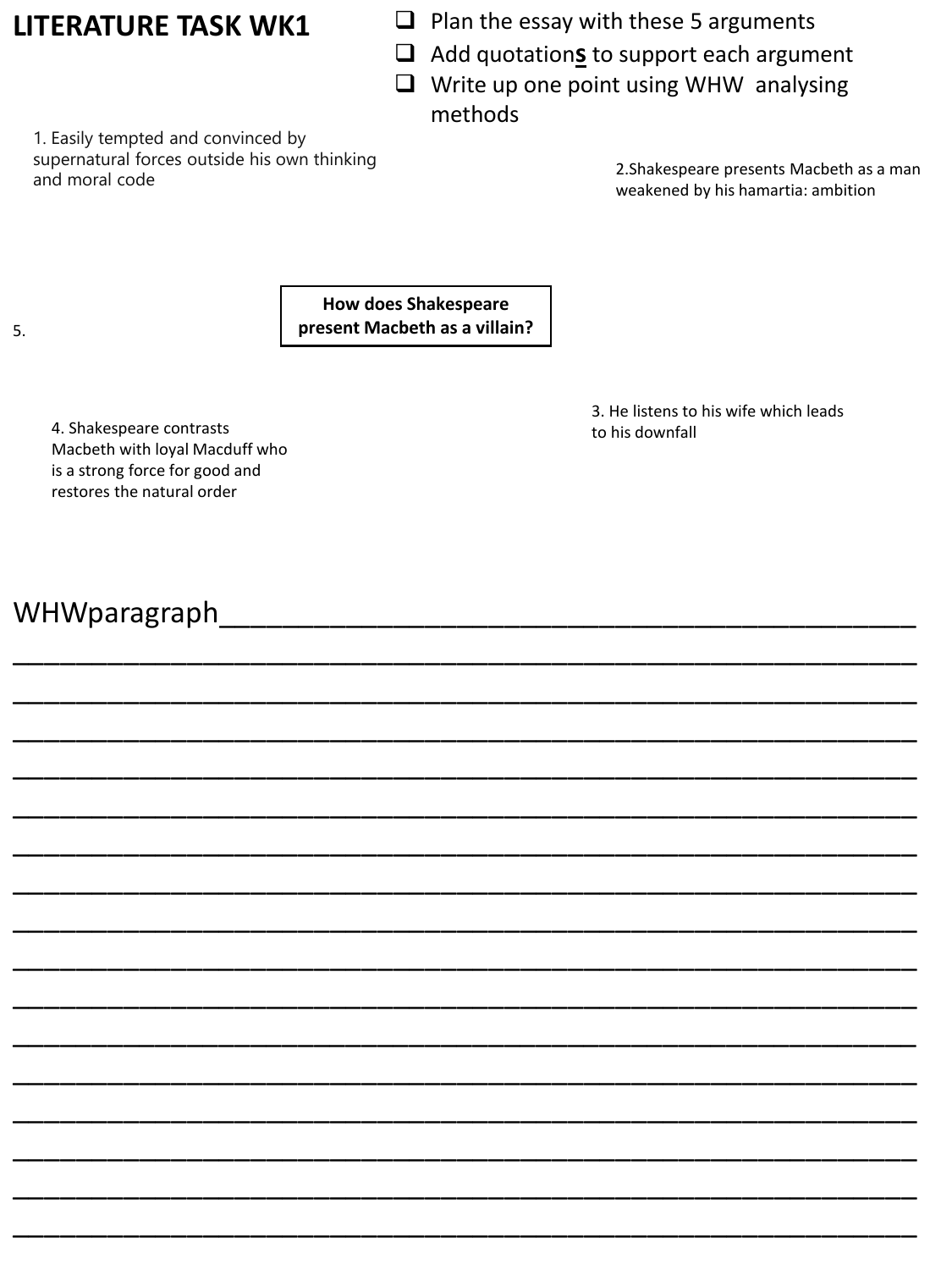# LITERATURE TASK WK1

- [ ] Plan the essay with these 5 arguments
- [ ] Add quotation**s** to support each argument
- [ ] Write up one point using WHW analysing methods

**How does Shakespeare present Macbeth as a villain?**

1. Easily tempted and convinced by supernatural forces outside his own thinking and moral code

2. Shakespeare presents Macbeth as a man weakened by his hamartia: ambition

3. He listens to his wife which leads to his downfall

4. Shakespeare contrasts Macbeth with loyal Macduff who is a strong force for good and restores the natural order

5.

WHWparagraph\_\_\_\_\_\_\_\_\_\_\_\_\_\_\_\_\_\_\_\_\_\_\_\_\_\_\_\_\_\_\_\_\_\_\_\_\_\_\_\_\_\_\_\_\_\_\_\_

\_\_\_\_\_\_\_\_\_\_\_\_\_\_\_\_\_\_\_\_\_\_\_\_\_\_\_\_\_\_\_\_\_\_\_\_\_\_\_\_\_\_\_\_\_\_\_\_\_\_\_\_\_\_\_\_\_\_\_\_\_\_

\_\_\_\_\_\_\_\_\_\_\_\_\_\_\_\_\_\_\_\_\_\_\_\_\_\_\_\_\_\_\_\_\_\_\_\_\_\_\_\_\_\_\_\_\_\_\_\_\_\_\_\_\_\_\_\_\_\_\_\_\_\_

\_\_\_\_\_\_\_\_\_\_\_\_\_\_\_\_\_\_\_\_\_\_\_\_\_\_\_\_\_\_\_\_\_\_\_\_\_\_\_\_\_\_\_\_\_\_\_\_\_\_\_\_\_\_\_\_\_\_\_\_\_\_

\_\_\_\_\_\_\_\_\_\_\_\_\_\_\_\_\_\_\_\_\_\_\_\_\_\_\_\_\_\_\_\_\_\_\_\_\_\_\_\_\_\_\_\_\_\_\_\_\_\_\_\_\_\_\_\_\_\_\_\_\_\_

\_\_\_\_\_\_\_\_\_\_\_\_\_\_\_\_\_\_\_\_\_\_\_\_\_\_\_\_\_\_\_\_\_\_\_\_\_\_\_\_\_\_\_\_\_\_\_\_\_\_\_\_\_\_\_\_\_\_\_\_\_\_

\_\_\_\_\_\_\_\_\_\_\_\_\_\_\_\_\_\_\_\_\_\_\_\_\_\_\_\_\_\_\_\_\_\_\_\_\_\_\_\_\_\_\_\_\_\_\_\_\_\_\_\_\_\_\_\_\_\_\_\_\_\_

\_\_\_\_\_\_\_\_\_\_\_\_\_\_\_\_\_\_\_\_\_\_\_\_\_\_\_\_\_\_\_\_\_\_\_\_\_\_\_\_\_\_\_\_\_\_\_\_\_\_\_\_\_\_\_\_\_\_\_\_\_\_

\_\_\_\_\_\_\_\_\_\_\_\_\_\_\_\_\_\_\_\_\_\_\_\_\_\_\_\_\_\_\_\_\_\_\_\_\_\_\_\_\_\_\_\_\_\_\_\_\_\_\_\_\_\_\_\_\_\_\_\_\_\_

\_\_\_\_\_\_\_\_\_\_\_\_\_\_\_\_\_\_\_\_\_\_\_\_\_\_\_\_\_\_\_\_\_\_\_\_\_\_\_\_\_\_\_\_\_\_\_\_\_\_\_\_\_\_\_\_\_\_\_\_\_\_

\_\_\_\_\_\_\_\_\_\_\_\_\_\_\_\_\_\_\_\_\_\_\_\_\_\_\_\_\_\_\_\_\_\_\_\_\_\_\_\_\_\_\_\_\_\_\_\_\_\_\_\_\_\_\_\_\_\_\_\_\_\_

\_\_\_\_\_\_\_\_\_\_\_\_\_\_\_\_\_\_\_\_\_\_\_\_\_\_\_\_\_\_\_\_\_\_\_\_\_\_\_\_\_\_\_\_\_\_\_\_\_\_\_\_\_\_\_\_\_\_\_\_\_\_

\_\_\_\_\_\_\_\_\_\_\_\_\_\_\_\_\_\_\_\_\_\_\_\_\_\_\_\_\_\_\_\_\_\_\_\_\_\_\_\_\_\_\_\_\_\_\_\_\_\_\_\_\_\_\_\_\_\_\_\_\_\_

\_\_\_\_\_\_\_\_\_\_\_\_\_\_\_\_\_\_\_\_\_\_\_\_\_\_\_\_\_\_\_\_\_\_\_\_\_\_\_\_\_\_\_\_\_\_\_\_\_\_\_\_\_\_\_\_\_\_\_\_\_\_

\_\_\_\_\_\_\_\_\_\_\_\_\_\_\_\_\_\_\_\_\_\_\_\_\_\_\_\_\_\_\_\_\_\_\_\_\_\_\_\_\_\_\_\_\_\_\_\_\_\_\_\_\_\_\_\_\_\_\_\_\_\_

\_\_\_\_\_\_\_\_\_\_\_\_\_\_\_\_\_\_\_\_\_\_\_\_\_\_\_\_\_\_\_\_\_\_\_\_\_\_\_\_\_\_\_\_\_\_\_\_\_\_\_\_\_\_\_\_\_\_\_\_\_\_

\_\_\_\_\_\_\_\_\_\_\_\_\_\_\_\_\_\_\_\_\_\_\_\_\_\_\_\_\_\_\_\_\_\_\_\_\_\_\_\_\_\_\_\_\_\_\_\_\_\_\_\_\_\_\_\_\_\_\_\_\_\_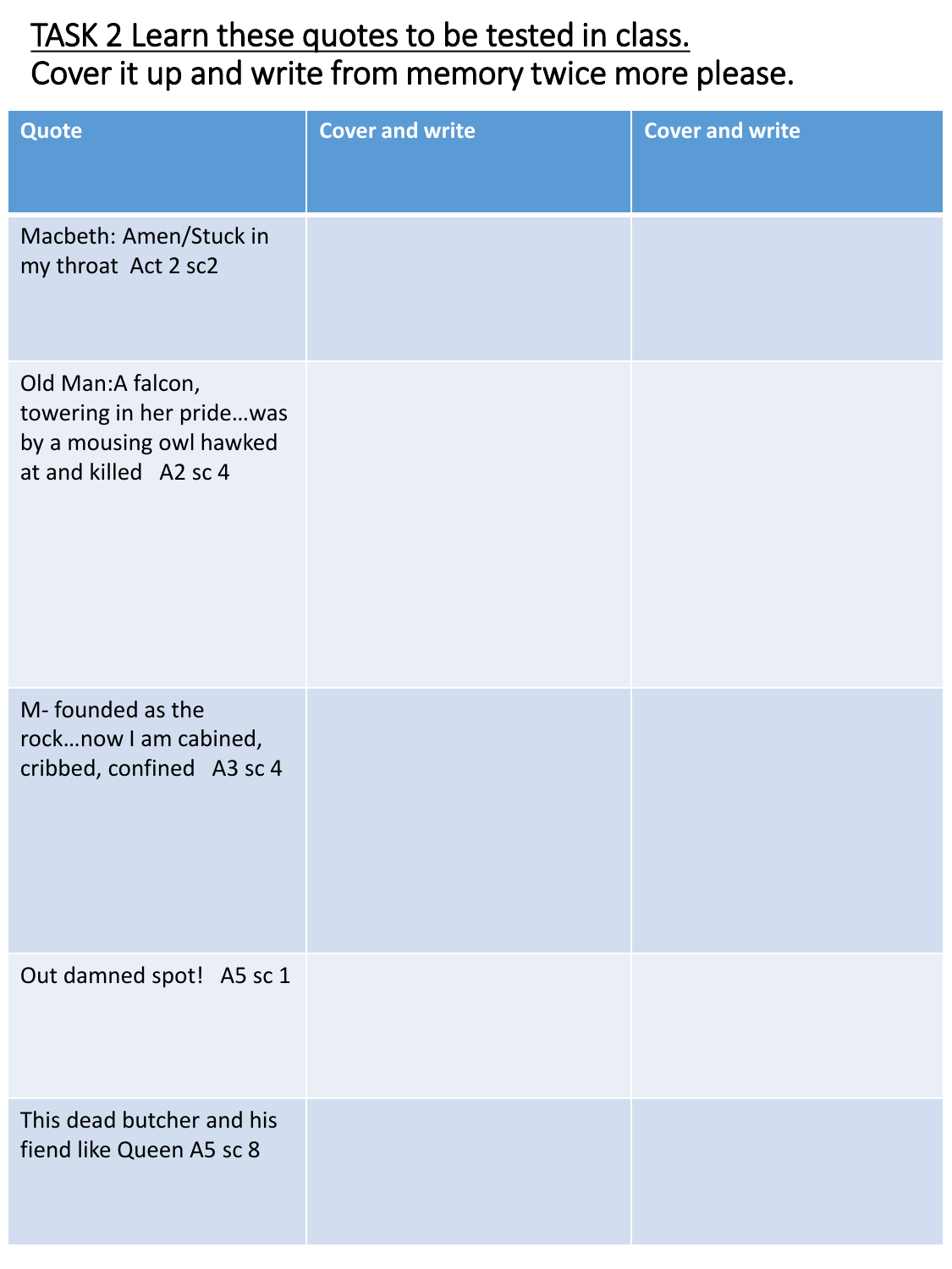# TASK 2 Learn these quotes to be tested in class.
Cover it up and write from memory twice more please.

| Quote | Cover and write | Cover and write |
|---|---|---|
| Macbeth: Amen/Stuck in my throat Act 2 sc2 | | |
| Old Man:A falcon, towering in her pride…was by a mousing owl hawked at and killed A2 sc 4 | | |
| M- founded as the rock…now I am cabined, cribbed, confined A3 sc 4 | | |
| Out damned spot! A5 sc 1 | | |
| This dead butcher and his fiend like Queen A5 sc 8 | | |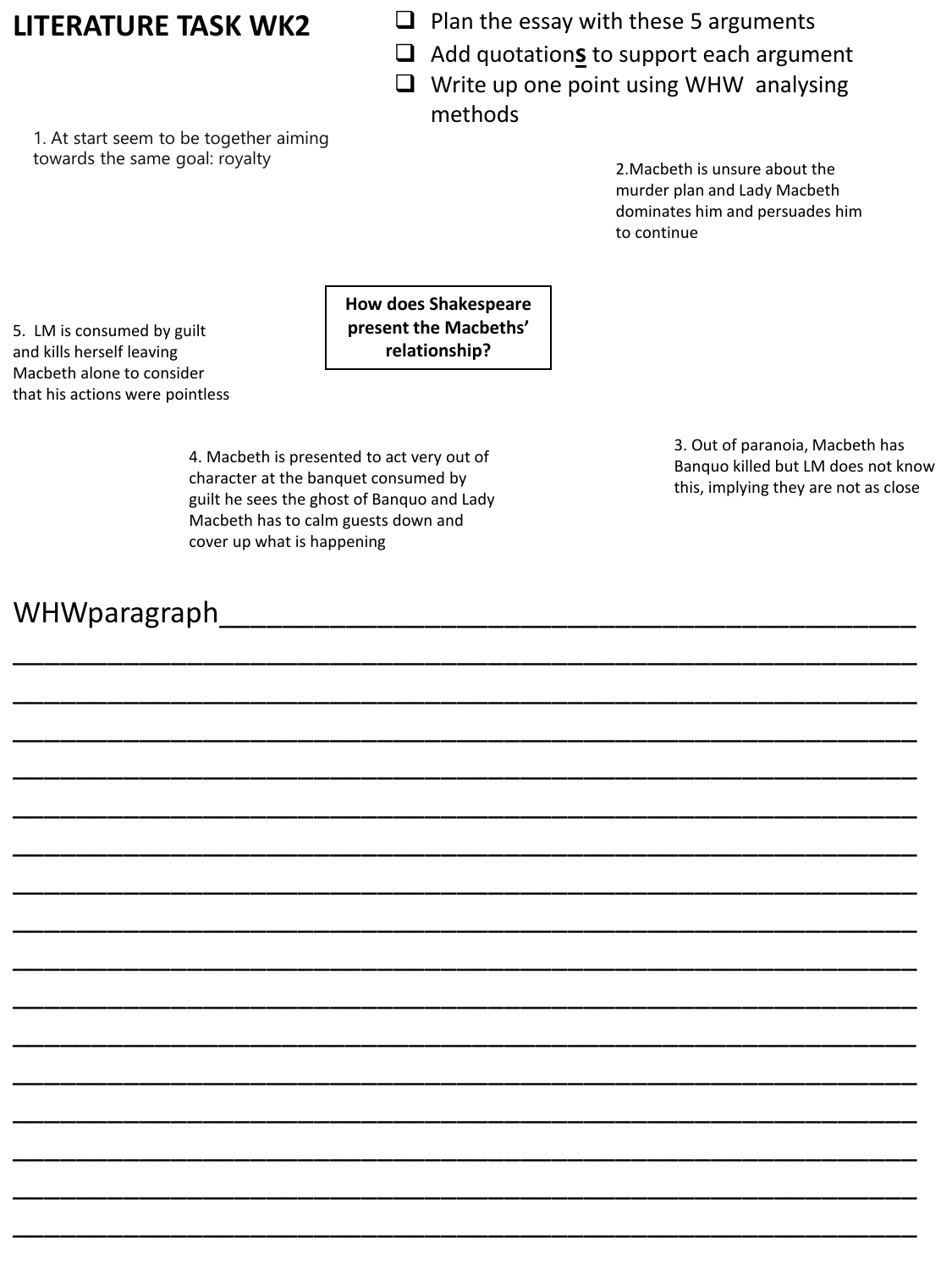# LITERATURE TASK WK2

- [ ] Plan the essay with these 5 arguments
- [ ] Add quotation**s** to support each argument
- [ ] Write up one point using WHW analysing methods

**How does Shakespeare present the Macbeths' relationship?**

1. At start seem to be together aiming towards the same goal: royalty

2. Macbeth is unsure about the murder plan and Lady Macbeth dominates him and persuades him to continue

3. Out of paranoia, Macbeth has Banquo killed but LM does not know this, implying they are not as close

4. Macbeth is presented to act very out of character at the banquet consumed by guilt he sees the ghost of Banquo and Lady Macbeth has to calm guests down and cover up what is happening

5. LM is consumed by guilt and kills herself leaving Macbeth alone to consider that his actions were pointless

WHWparagraph___________________________________________

___________________________________________

___________________________________________

___________________________________________

___________________________________________

___________________________________________

___________________________________________

___________________________________________

___________________________________________

___________________________________________

___________________________________________

___________________________________________

___________________________________________

___________________________________________

___________________________________________

___________________________________________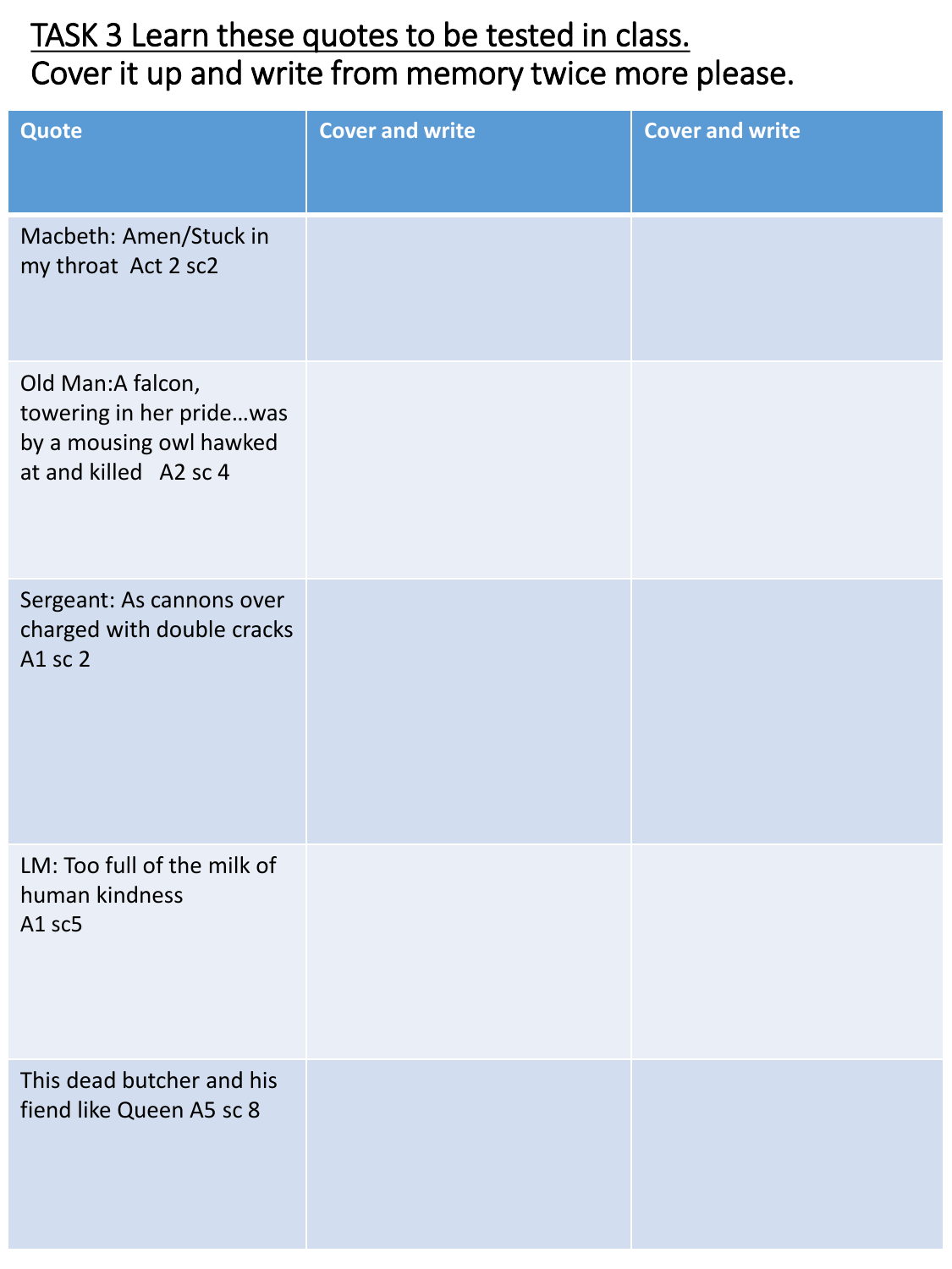TASK 3 Learn these quotes to be tested in class.
Cover it up and write from memory twice more please.

| Quote | Cover and write | Cover and write |
| --- | --- | --- |
| Macbeth: Amen/Stuck in my throat Act 2 sc2 | | |
| Old Man:A falcon, towering in her pride…was by a mousing owl hawked at and killed A2 sc 4 | | |
| Sergeant: As cannons over charged with double cracks A1 sc 2 | | |
| LM: Too full of the milk of human kindness A1 sc5 | | |
| This dead butcher and his fiend like Queen A5 sc 8 | | |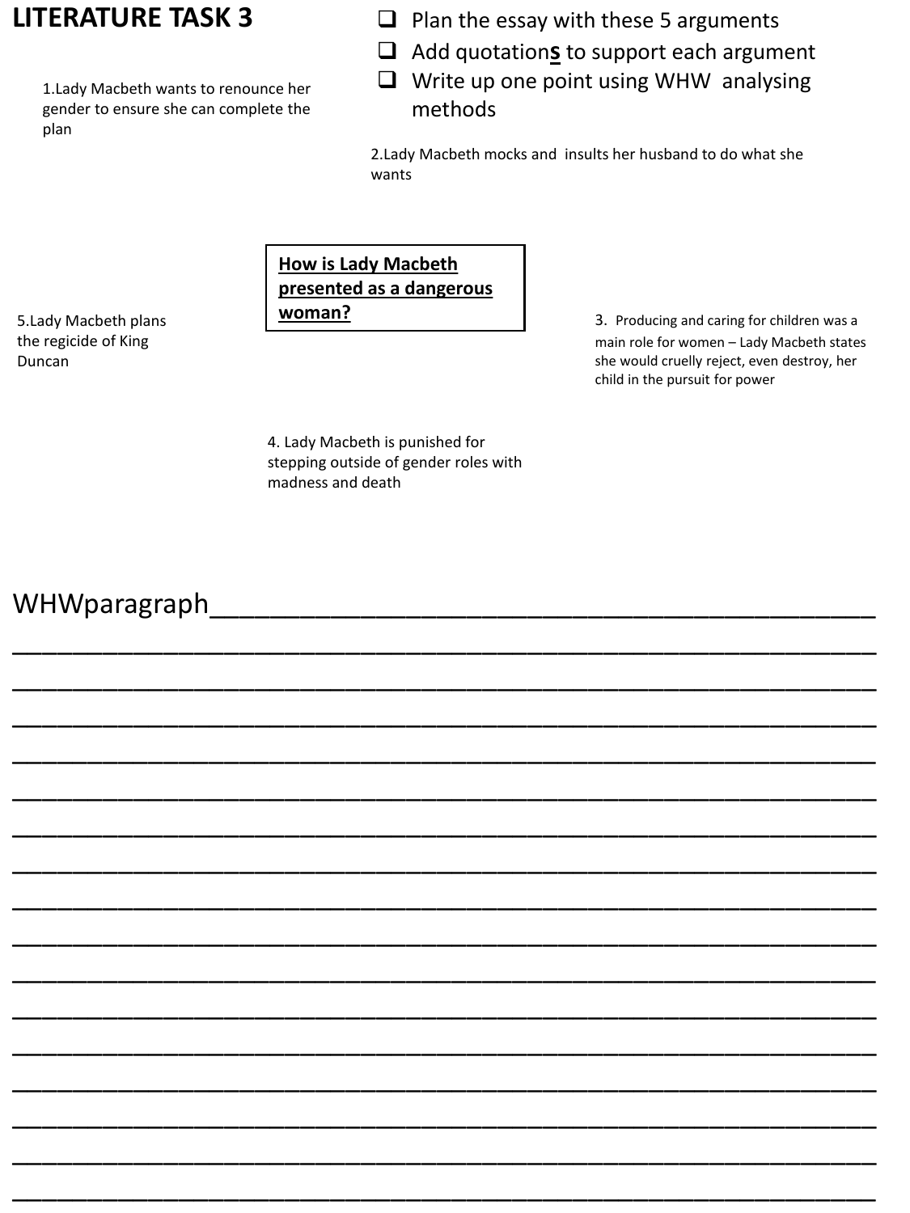# LITERATURE TASK 3

- ☐ Plan the essay with these 5 arguments
- ☐ Add quotation**s** to support each argument
- ☐ Write up one point using WHW analysing methods

**How is Lady Macbeth presented as a dangerous woman?**

1. Lady Macbeth wants to renounce her gender to ensure she can complete the plan

2. Lady Macbeth mocks and insults her husband to do what she wants

3. Producing and caring for children was a main role for women – Lady Macbeth states she would cruelly reject, even destroy, her child in the pursuit for power

4. Lady Macbeth is punished for stepping outside of gender roles with madness and death

5. Lady Macbeth plans the regicide of King Duncan

WHWparagraph\_\_\_\_\_\_\_\_\_\_\_\_\_\_\_\_\_\_\_\_\_\_\_\_\_\_\_\_\_\_\_\_\_\_\_\_\_\_\_\_\_\_\_\_

\_\_\_\_\_\_\_\_\_\_\_\_\_\_\_\_\_\_\_\_\_\_\_\_\_\_\_\_\_\_\_\_\_\_\_\_\_\_\_\_\_\_\_\_\_\_\_\_\_\_\_\_\_\_\_\_\_\_\_\_

\_\_\_\_\_\_\_\_\_\_\_\_\_\_\_\_\_\_\_\_\_\_\_\_\_\_\_\_\_\_\_\_\_\_\_\_\_\_\_\_\_\_\_\_\_\_\_\_\_\_\_\_\_\_\_\_\_\_\_\_

\_\_\_\_\_\_\_\_\_\_\_\_\_\_\_\_\_\_\_\_\_\_\_\_\_\_\_\_\_\_\_\_\_\_\_\_\_\_\_\_\_\_\_\_\_\_\_\_\_\_\_\_\_\_\_\_\_\_\_\_

\_\_\_\_\_\_\_\_\_\_\_\_\_\_\_\_\_\_\_\_\_\_\_\_\_\_\_\_\_\_\_\_\_\_\_\_\_\_\_\_\_\_\_\_\_\_\_\_\_\_\_\_\_\_\_\_\_\_\_\_

\_\_\_\_\_\_\_\_\_\_\_\_\_\_\_\_\_\_\_\_\_\_\_\_\_\_\_\_\_\_\_\_\_\_\_\_\_\_\_\_\_\_\_\_\_\_\_\_\_\_\_\_\_\_\_\_\_\_\_\_

\_\_\_\_\_\_\_\_\_\_\_\_\_\_\_\_\_\_\_\_\_\_\_\_\_\_\_\_\_\_\_\_\_\_\_\_\_\_\_\_\_\_\_\_\_\_\_\_\_\_\_\_\_\_\_\_\_\_\_\_

\_\_\_\_\_\_\_\_\_\_\_\_\_\_\_\_\_\_\_\_\_\_\_\_\_\_\_\_\_\_\_\_\_\_\_\_\_\_\_\_\_\_\_\_\_\_\_\_\_\_\_\_\_\_\_\_\_\_\_\_

\_\_\_\_\_\_\_\_\_\_\_\_\_\_\_\_\_\_\_\_\_\_\_\_\_\_\_\_\_\_\_\_\_\_\_\_\_\_\_\_\_\_\_\_\_\_\_\_\_\_\_\_\_\_\_\_\_\_\_\_

\_\_\_\_\_\_\_\_\_\_\_\_\_\_\_\_\_\_\_\_\_\_\_\_\_\_\_\_\_\_\_\_\_\_\_\_\_\_\_\_\_\_\_\_\_\_\_\_\_\_\_\_\_\_\_\_\_\_\_\_

\_\_\_\_\_\_\_\_\_\_\_\_\_\_\_\_\_\_\_\_\_\_\_\_\_\_\_\_\_\_\_\_\_\_\_\_\_\_\_\_\_\_\_\_\_\_\_\_\_\_\_\_\_\_\_\_\_\_\_\_

\_\_\_\_\_\_\_\_\_\_\_\_\_\_\_\_\_\_\_\_\_\_\_\_\_\_\_\_\_\_\_\_\_\_\_\_\_\_\_\_\_\_\_\_\_\_\_\_\_\_\_\_\_\_\_\_\_\_\_\_

\_\_\_\_\_\_\_\_\_\_\_\_\_\_\_\_\_\_\_\_\_\_\_\_\_\_\_\_\_\_\_\_\_\_\_\_\_\_\_\_\_\_\_\_\_\_\_\_\_\_\_\_\_\_\_\_\_\_\_\_

\_\_\_\_\_\_\_\_\_\_\_\_\_\_\_\_\_\_\_\_\_\_\_\_\_\_\_\_\_\_\_\_\_\_\_\_\_\_\_\_\_\_\_\_\_\_\_\_\_\_\_\_\_\_\_\_\_\_\_\_

\_\_\_\_\_\_\_\_\_\_\_\_\_\_\_\_\_\_\_\_\_\_\_\_\_\_\_\_\_\_\_\_\_\_\_\_\_\_\_\_\_\_\_\_\_\_\_\_\_\_\_\_\_\_\_\_\_\_\_\_

\_\_\_\_\_\_\_\_\_\_\_\_\_\_\_\_\_\_\_\_\_\_\_\_\_\_\_\_\_\_\_\_\_\_\_\_\_\_\_\_\_\_\_\_\_\_\_\_\_\_\_\_\_\_\_\_\_\_\_\_

\_\_\_\_\_\_\_\_\_\_\_\_\_\_\_\_\_\_\_\_\_\_\_\_\_\_\_\_\_\_\_\_\_\_\_\_\_\_\_\_\_\_\_\_\_\_\_\_\_\_\_\_\_\_\_\_\_\_\_\_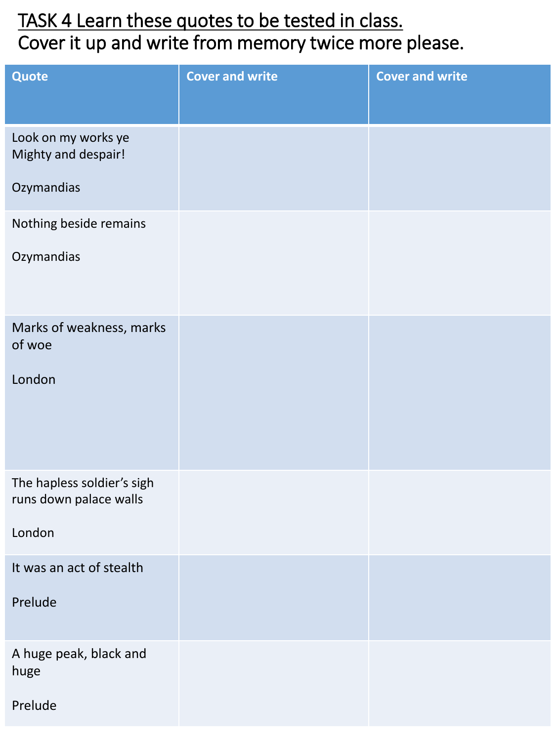# TASK 4 Learn these quotes to be tested in class.

Cover it up and write from memory twice more please.

| Quote | Cover and write | Cover and write |
| --- | --- | --- |
| Look on my works ye Mighty and despair!<br><br>Ozymandias | | |
| Nothing beside remains<br><br>Ozymandias | | |
| Marks of weakness, marks of woe<br><br>London | | |
| The hapless soldier's sigh runs down palace walls<br><br>London | | |
| It was an act of stealth<br><br>Prelude | | |
| A huge peak, black and huge<br><br>Prelude | | |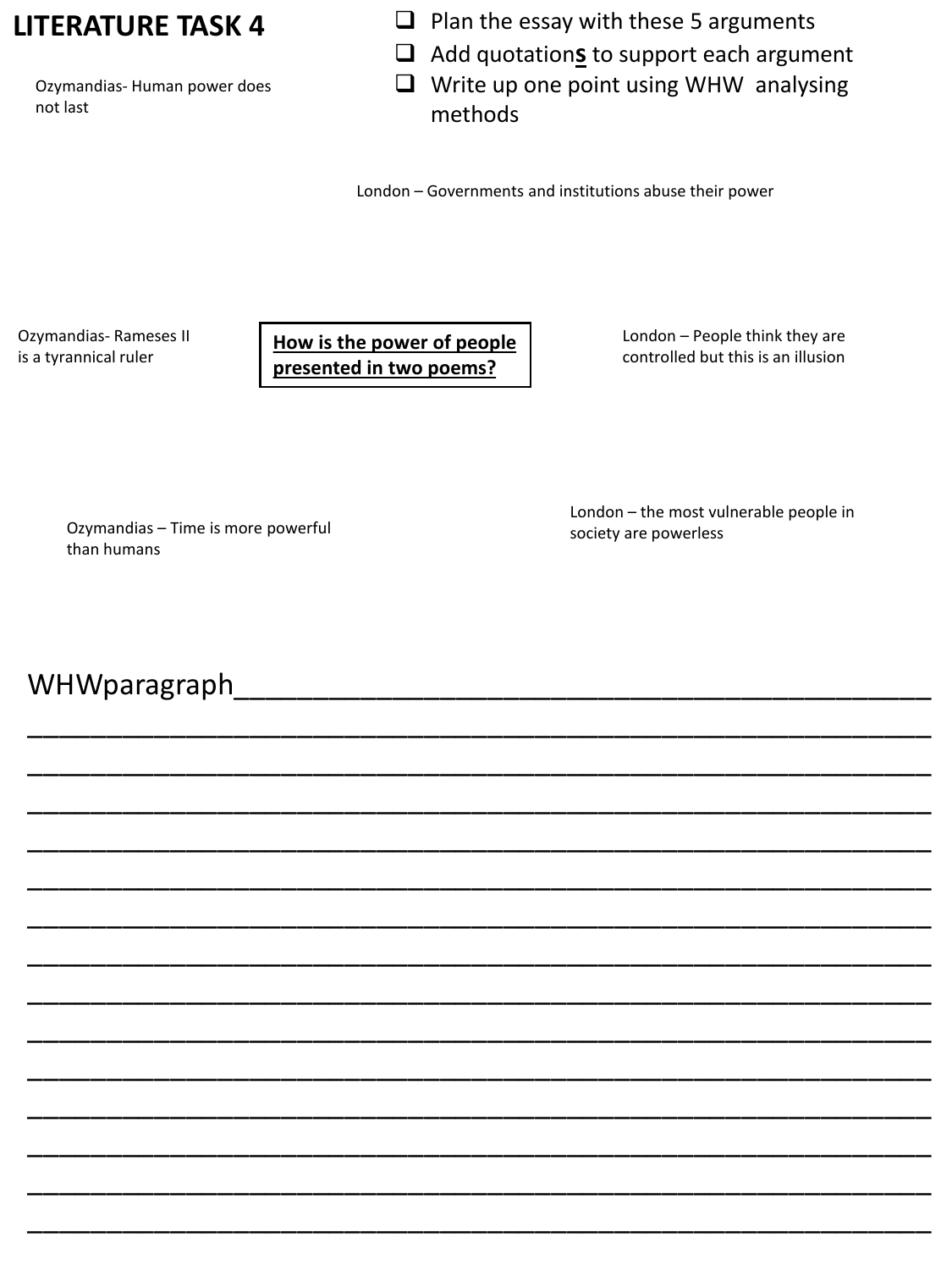# LITERATURE TASK 4

- [ ] Plan the essay with these 5 arguments
- [ ] Add quotation**s** to support each argument
- [ ] Write up one point using WHW analysing methods

**How is the power of people presented in two poems?**

Ozymandias- Human power does not last

London – Governments and institutions abuse their power

Ozymandias- Rameses II is a tyrannical ruler

London – People think they are controlled but this is an illusion

Ozymandias – Time is more powerful than humans

London – the most vulnerable people in society are powerless

WHWparagraph________________________________________________

_____________________________________________________________

_____________________________________________________________

_____________________________________________________________

_____________________________________________________________

_____________________________________________________________

_____________________________________________________________

_____________________________________________________________

_____________________________________________________________

_____________________________________________________________

_____________________________________________________________

_____________________________________________________________

_____________________________________________________________

_____________________________________________________________

_____________________________________________________________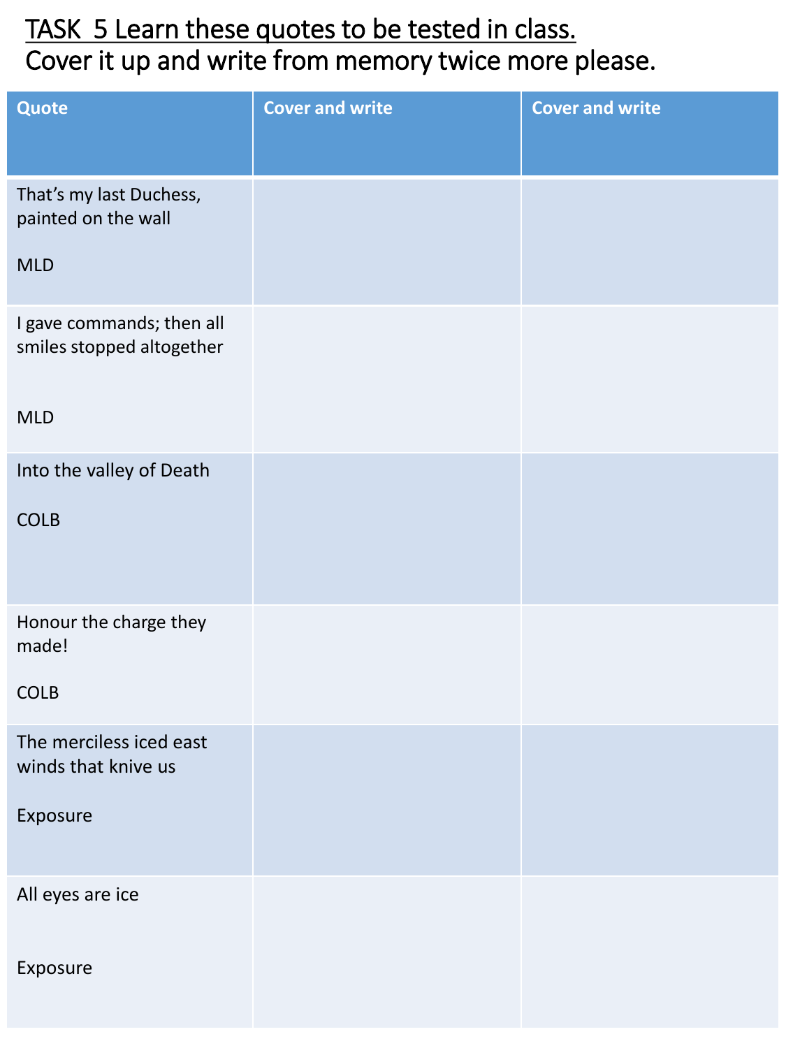TASK 5 Learn these quotes to be tested in class.
Cover it up and write from memory twice more please.

| Quote | Cover and write | Cover and write |
| --- | --- | --- |
| That's my last Duchess, painted on the wall<br><br>MLD | | |
| I gave commands; then all smiles stopped altogether<br><br>MLD | | |
| Into the valley of Death<br><br>COLB | | |
| Honour the charge they made!<br><br>COLB | | |
| The merciless iced east winds that knive us<br><br>Exposure | | |
| All eyes are ice<br><br>Exposure | | |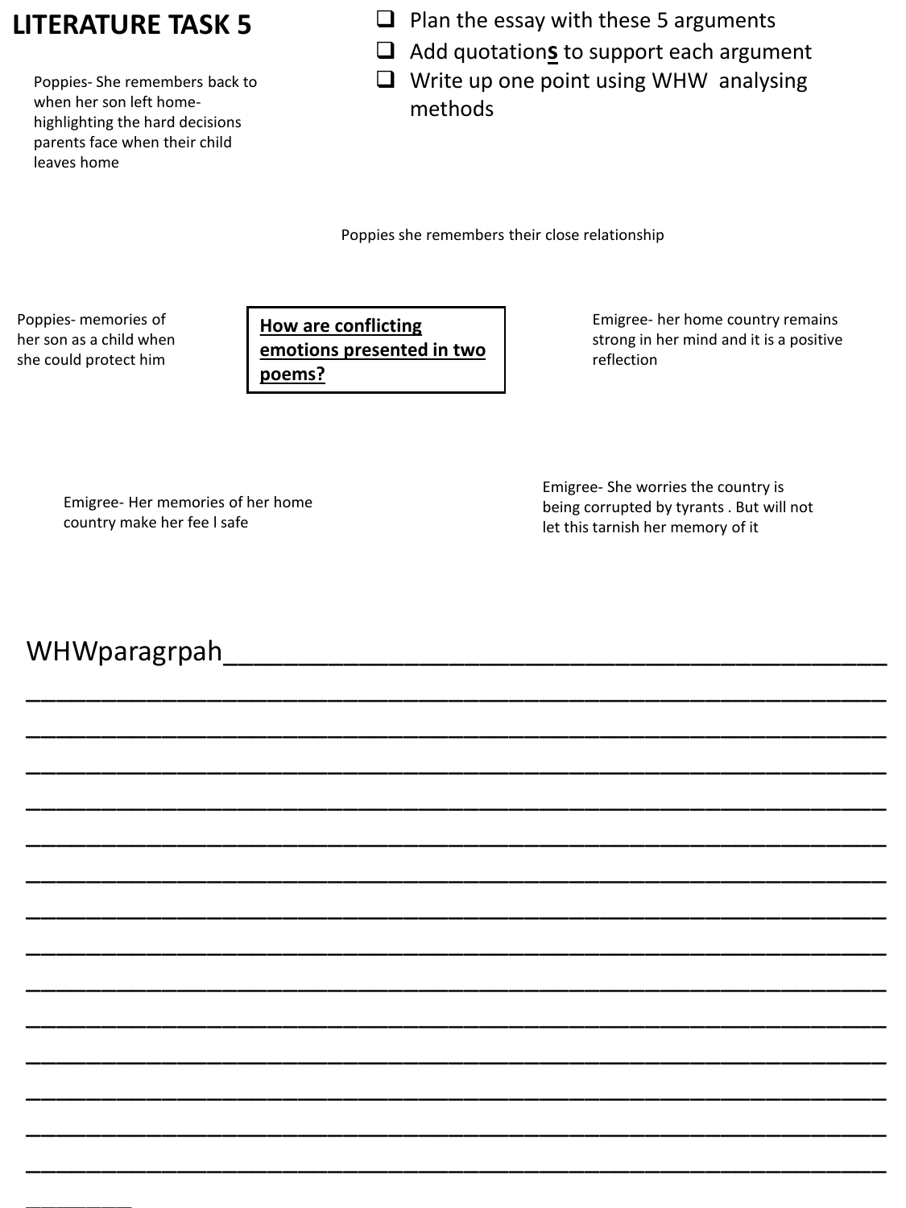# LITERATURE TASK 5

- [ ] Plan the essay with these 5 arguments
- [ ] Add quotation**s** to support each argument
- [ ] Write up one point using WHW analysing methods

**How are conflicting emotions presented in two poems?**

Poppies- She remembers back to when her son left home- highlighting the hard decisions parents face when their child leaves home

Poppies she remembers their close relationship

Poppies- memories of her son as a child when she could protect him

Emigree- her home country remains strong in her mind and it is a positive reflection

Emigree- Her memories of her home country make her fee l safe

Emigree- She worries the country is being corrupted by tyrants . But will not let this tarnish her memory of it

WHWparagrpah____________________________________________

______________________________________________________________

______________________________________________________________

______________________________________________________________

______________________________________________________________

______________________________________________________________

______________________________________________________________

______________________________________________________________

______________________________________________________________

______________________________________________________________

______________________________________________________________

______________________________________________________________

______________________________________________________________

______________________________________________________________

______________________________________________________________

__________